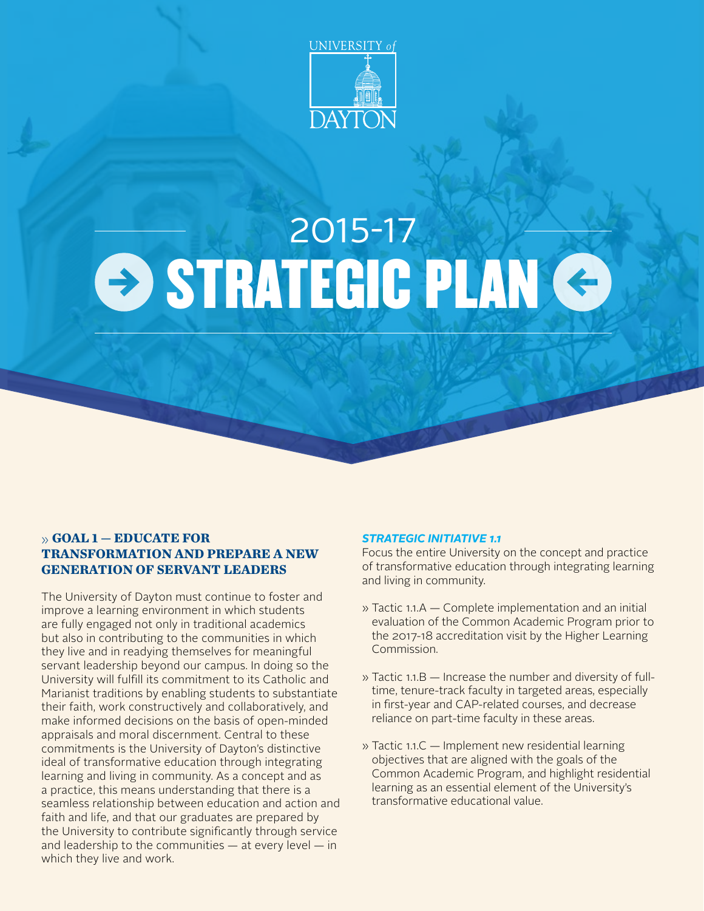UNIVERSITY of DAYTON

# 2015-17 STRATEGIC PLAN

## » GOAL 1 — EDUCATE FOR TRANSFORMATION AND PREPARE A NEW GENERATION OF SERVANT LEADERS

The University of Dayton must continue to foster and improve a learning environment in which students are fully engaged not only in traditional academics but also in contributing to the communities in which they live and in readying themselves for meaningful servant leadership beyond our campus. In doing so the University will fulfill its commitment to its Catholic and Marianist traditions by enabling students to substantiate their faith, work constructively and collaboratively, and make informed decisions on the basis of open-minded appraisals and moral discernment. Central to these commitments is the University of Dayton's distinctive ideal of transformative education through integrating learning and living in community. As a concept and as a practice, this means understanding that there is a seamless relationship between education and action and faith and life, and that our graduates are prepared by the University to contribute significantly through service and leadership to the communities — at every level — in which they live and work.

### *STRATEGIC INITIATIVE 1.1*

Focus the entire University on the concept and practice of transformative education through integrating learning and living in community.

- » Tactic 1.1.A — Complete implementation and an initial evaluation of the Common Academic Program prior to the 2017-18 accreditation visit by the Higher Learning Commission.
- » Tactic 1.1.B — Increase the number and diversity of full-time, tenure-track faculty in targeted areas, especially in first-year and CAP-related courses, and decrease reliance on part-time faculty in these areas.
- » Tactic 1.1.C — Implement new residential learning objectives that are aligned with the goals of the Common Academic Program, and highlight residential learning as an essential element of the University's transformative educational value.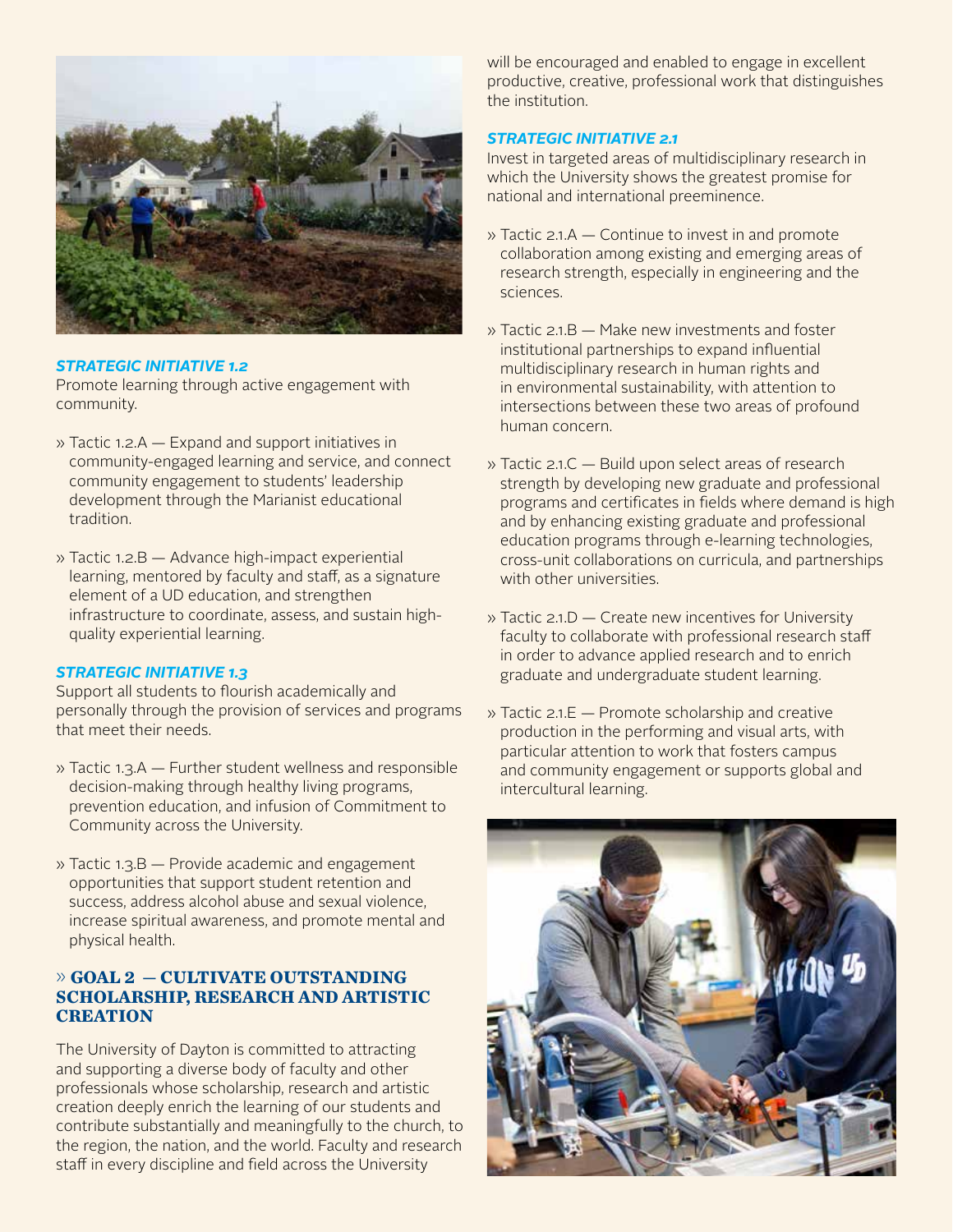### *STRATEGIC INITIATIVE 1.2*

Promote learning through active engagement with community.

- » Tactic 1.2.A — Expand and support initiatives in community-engaged learning and service, and connect community engagement to students' leadership development through the Marianist educational tradition.
- » Tactic 1.2.B — Advance high-impact experiential learning, mentored by faculty and staff, as a signature element of a UD education, and strengthen infrastructure to coordinate, assess, and sustain high-quality experiential learning.

### *STRATEGIC INITIATIVE 1.3*

Support all students to flourish academically and personally through the provision of services and programs that meet their needs.

- » Tactic 1.3.A — Further student wellness and responsible decision-making through healthy living programs, prevention education, and infusion of Commitment to Community across the University.
- » Tactic 1.3.B — Provide academic and engagement opportunities that support student retention and success, address alcohol abuse and sexual violence, increase spiritual awareness, and promote mental and physical health.

## » GOAL 2 — CULTIVATE OUTSTANDING SCHOLARSHIP, RESEARCH AND ARTISTIC CREATION

The University of Dayton is committed to attracting and supporting a diverse body of faculty and other professionals whose scholarship, research and artistic creation deeply enrich the learning of our students and contribute substantially and meaningfully to the church, to the region, the nation, and the world. Faculty and research staff in every discipline and field across the University will be encouraged and enabled to engage in excellent productive, creative, professional work that distinguishes the institution.

### *STRATEGIC INITIATIVE 2.1*

Invest in targeted areas of multidisciplinary research in which the University shows the greatest promise for national and international preeminence.

- » Tactic 2.1.A — Continue to invest in and promote collaboration among existing and emerging areas of research strength, especially in engineering and the sciences.
- » Tactic 2.1.B — Make new investments and foster institutional partnerships to expand influential multidisciplinary research in human rights and in environmental sustainability, with attention to intersections between these two areas of profound human concern.
- » Tactic 2.1.C — Build upon select areas of research strength by developing new graduate and professional programs and certificates in fields where demand is high and by enhancing existing graduate and professional education programs through e-learning technologies, cross-unit collaborations on curricula, and partnerships with other universities.
- » Tactic 2.1.D — Create new incentives for University faculty to collaborate with professional research staff in order to advance applied research and to enrich graduate and undergraduate student learning.
- » Tactic 2.1.E — Promote scholarship and creative production in the performing and visual arts, with particular attention to work that fosters campus and community engagement or supports global and intercultural learning.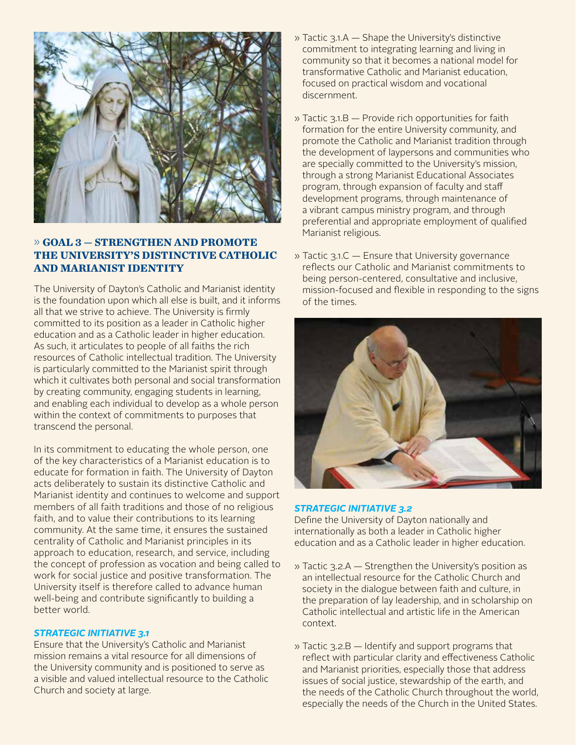## » GOAL 3 — STRENGTHEN AND PROMOTE THE UNIVERSITY'S DISTINCTIVE CATHOLIC AND MARIANIST IDENTITY

The University of Dayton's Catholic and Marianist identity is the foundation upon which all else is built, and it informs all that we strive to achieve. The University is firmly committed to its position as a leader in Catholic higher education and as a Catholic leader in higher education. As such, it articulates to people of all faiths the rich resources of Catholic intellectual tradition. The University is particularly committed to the Marianist spirit through which it cultivates both personal and social transformation by creating community, engaging students in learning, and enabling each individual to develop as a whole person within the context of commitments to purposes that transcend the personal.

In its commitment to educating the whole person, one of the key characteristics of a Marianist education is to educate for formation in faith. The University of Dayton acts deliberately to sustain its distinctive Catholic and Marianist identity and continues to welcome and support members of all faith traditions and those of no religious faith, and to value their contributions to its learning community. At the same time, it ensures the sustained centrality of Catholic and Marianist principles in its approach to education, research, and service, including the concept of profession as vocation and being called to work for social justice and positive transformation. The University itself is therefore called to advance human well-being and contribute significantly to building a better world.

### *STRATEGIC INITIATIVE 3.1*

Ensure that the University's Catholic and Marianist mission remains a vital resource for all dimensions of the University community and is positioned to serve as a visible and valued intellectual resource to the Catholic Church and society at large.

» Tactic 3.1.A — Shape the University's distinctive commitment to integrating learning and living in community so that it becomes a national model for transformative Catholic and Marianist education, focused on practical wisdom and vocational discernment.

» Tactic 3.1.B — Provide rich opportunities for faith formation for the entire University community, and promote the Catholic and Marianist tradition through the development of laypersons and communities who are specially committed to the University's mission, through a strong Marianist Educational Associates program, through expansion of faculty and staff development programs, through maintenance of a vibrant campus ministry program, and through preferential and appropriate employment of qualified Marianist religious.

» Tactic 3.1.C — Ensure that University governance reflects our Catholic and Marianist commitments to being person-centered, consultative and inclusive, mission-focused and flexible in responding to the signs of the times.

### *STRATEGIC INITIATIVE 3.2*

Define the University of Dayton nationally and internationally as both a leader in Catholic higher education and as a Catholic leader in higher education.

» Tactic 3.2.A — Strengthen the University's position as an intellectual resource for the Catholic Church and society in the dialogue between faith and culture, in the preparation of lay leadership, and in scholarship on Catholic intellectual and artistic life in the American context.

» Tactic 3.2.B — Identify and support programs that reflect with particular clarity and effectiveness Catholic and Marianist priorities, especially those that address issues of social justice, stewardship of the earth, and the needs of the Catholic Church throughout the world, especially the needs of the Church in the United States.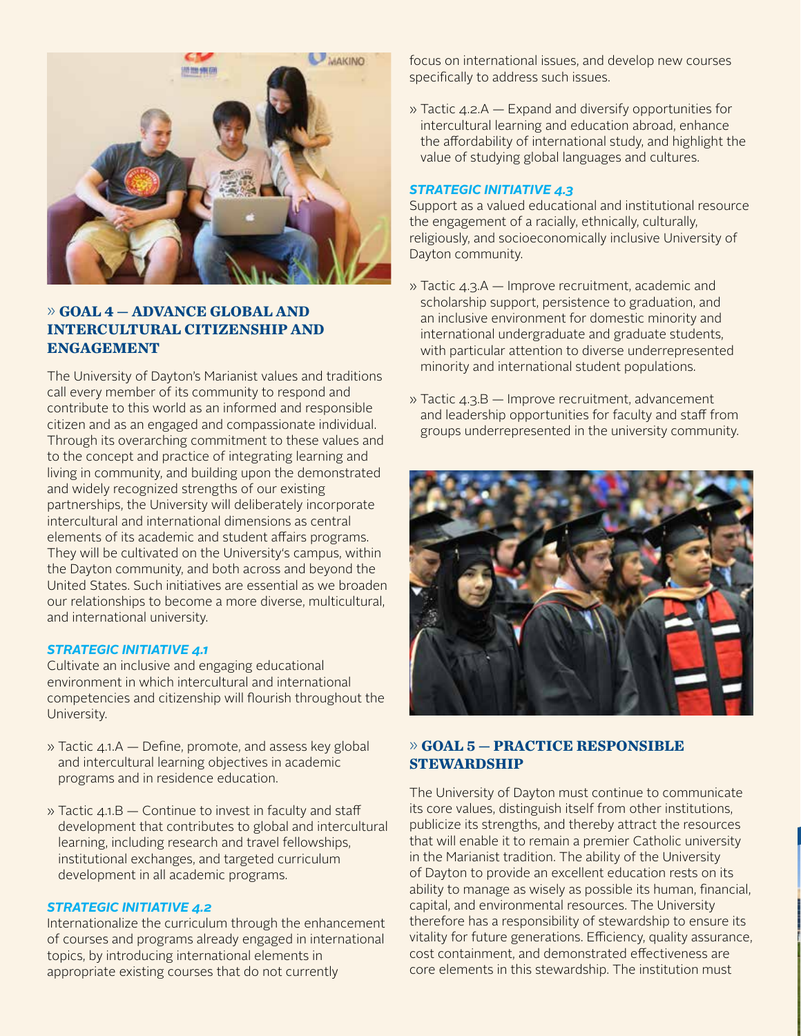## » GOAL 4 — ADVANCE GLOBAL AND INTERCULTURAL CITIZENSHIP AND ENGAGEMENT

The University of Dayton's Marianist values and traditions call every member of its community to respond and contribute to this world as an informed and responsible citizen and as an engaged and compassionate individual. Through its overarching commitment to these values and to the concept and practice of integrating learning and living in community, and building upon the demonstrated and widely recognized strengths of our existing partnerships, the University will deliberately incorporate intercultural and international dimensions as central elements of its academic and student affairs programs. They will be cultivated on the University's campus, within the Dayton community, and both across and beyond the United States. Such initiatives are essential as we broaden our relationships to become a more diverse, multicultural, and international university.

### *STRATEGIC INITIATIVE 4.1*

Cultivate an inclusive and engaging educational environment in which intercultural and international competencies and citizenship will flourish throughout the University.

» Tactic 4.1.A — Define, promote, and assess key global and intercultural learning objectives in academic programs and in residence education.

» Tactic 4.1.B — Continue to invest in faculty and staff development that contributes to global and intercultural learning, including research and travel fellowships, institutional exchanges, and targeted curriculum development in all academic programs.

### *STRATEGIC INITIATIVE 4.2*

Internationalize the curriculum through the enhancement of courses and programs already engaged in international topics, by introducing international elements in appropriate existing courses that do not currently focus on international issues, and develop new courses specifically to address such issues.

» Tactic 4.2.A — Expand and diversify opportunities for intercultural learning and education abroad, enhance the affordability of international study, and highlight the value of studying global languages and cultures.

### *STRATEGIC INITIATIVE 4.3*

Support as a valued educational and institutional resource the engagement of a racially, ethnically, culturally, religiously, and socioeconomically inclusive University of Dayton community.

» Tactic 4.3.A — Improve recruitment, academic and scholarship support, persistence to graduation, and an inclusive environment for domestic minority and international undergraduate and graduate students, with particular attention to diverse underrepresented minority and international student populations.

» Tactic 4.3.B — Improve recruitment, advancement and leadership opportunities for faculty and staff from groups underrepresented in the university community.

## » GOAL 5 — PRACTICE RESPONSIBLE STEWARDSHIP

The University of Dayton must continue to communicate its core values, distinguish itself from other institutions, publicize its strengths, and thereby attract the resources that will enable it to remain a premier Catholic university in the Marianist tradition. The ability of the University of Dayton to provide an excellent education rests on its ability to manage as wisely as possible its human, financial, capital, and environmental resources. The University therefore has a responsibility of stewardship to ensure its vitality for future generations. Efficiency, quality assurance, cost containment, and demonstrated effectiveness are core elements in this stewardship. The institution must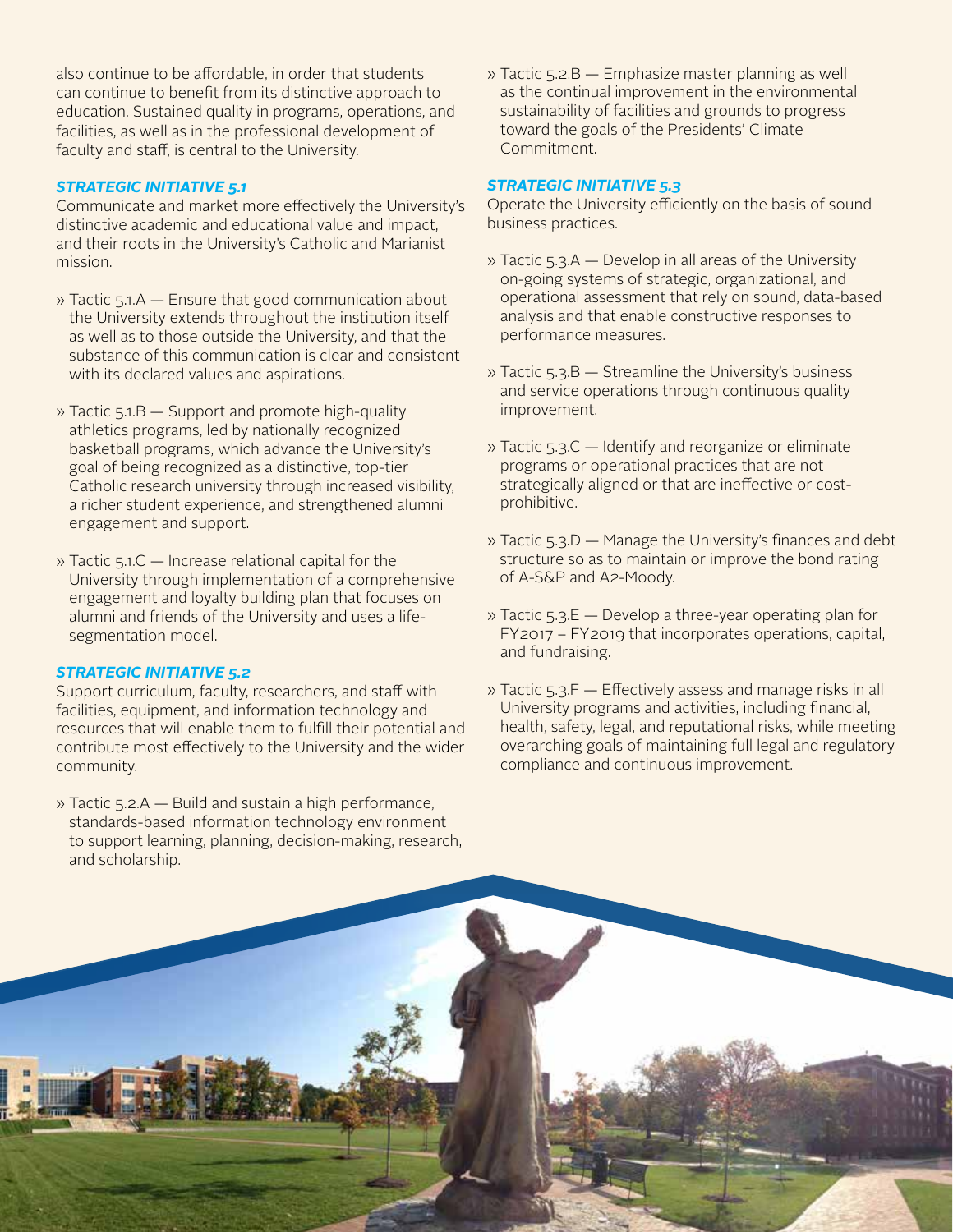also continue to be affordable, in order that students can continue to benefit from its distinctive approach to education. Sustained quality in programs, operations, and facilities, as well as in the professional development of faculty and staff, is central to the University.

### *STRATEGIC INITIATIVE 5.1*

Communicate and market more effectively the University's distinctive academic and educational value and impact, and their roots in the University's Catholic and Marianist mission.

» Tactic 5.1.A — Ensure that good communication about the University extends throughout the institution itself as well as to those outside the University, and that the substance of this communication is clear and consistent with its declared values and aspirations.

» Tactic 5.1.B — Support and promote high-quality athletics programs, led by nationally recognized basketball programs, which advance the University's goal of being recognized as a distinctive, top-tier Catholic research university through increased visibility, a richer student experience, and strengthened alumni engagement and support.

» Tactic 5.1.C — Increase relational capital for the University through implementation of a comprehensive engagement and loyalty building plan that focuses on alumni and friends of the University and uses a life-segmentation model.

### *STRATEGIC INITIATIVE 5.2*

Support curriculum, faculty, researchers, and staff with facilities, equipment, and information technology and resources that will enable them to fulfill their potential and contribute most effectively to the University and the wider community.

» Tactic 5.2.A — Build and sustain a high performance, standards-based information technology environment to support learning, planning, decision-making, research, and scholarship.

» Tactic 5.2.B — Emphasize master planning as well as the continual improvement in the environmental sustainability of facilities and grounds to progress toward the goals of the Presidents' Climate Commitment.

### *STRATEGIC INITIATIVE 5.3*

Operate the University efficiently on the basis of sound business practices.

» Tactic 5.3.A — Develop in all areas of the University on-going systems of strategic, organizational, and operational assessment that rely on sound, data-based analysis and that enable constructive responses to performance measures.

» Tactic 5.3.B — Streamline the University's business and service operations through continuous quality improvement.

» Tactic 5.3.C — Identify and reorganize or eliminate programs or operational practices that are not strategically aligned or that are ineffective or cost-prohibitive.

» Tactic 5.3.D — Manage the University's finances and debt structure so as to maintain or improve the bond rating of A-S&P and A2-Moody.

» Tactic 5.3.E — Develop a three-year operating plan for FY2017 – FY2019 that incorporates operations, capital, and fundraising.

» Tactic 5.3.F — Effectively assess and manage risks in all University programs and activities, including financial, health, safety, legal, and reputational risks, while meeting overarching goals of maintaining full legal and regulatory compliance and continuous improvement.